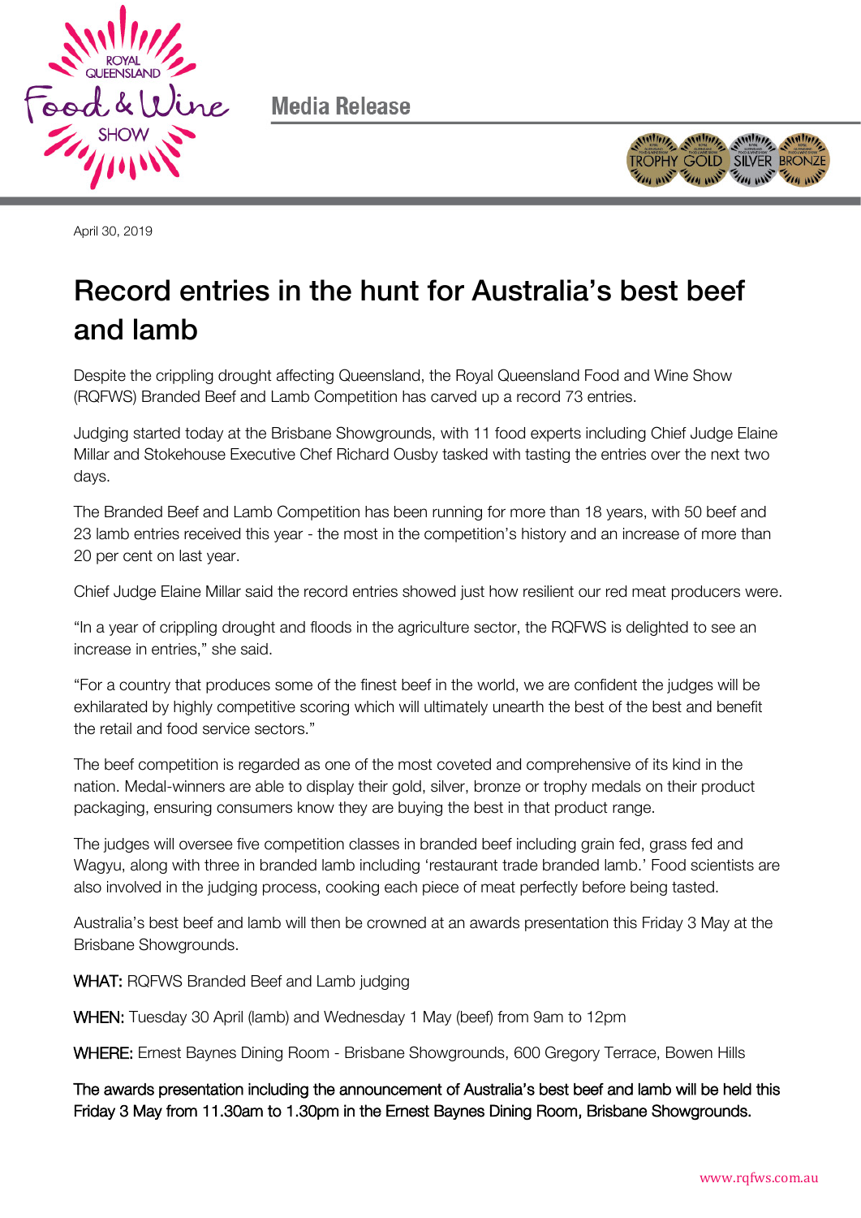Media Release

April 30, 2019

# Record entries in the hunt for Australia's best beef and lamb

Despite the crippling drought affecting Queensland, the Royal Queensland Food and Wine Show (RQFWS) Branded Beef and Lamb Competition has carved up a record 73 entries.

Judging started today at the Brisbane Showgrounds, with 11 food experts including Chief Judge Elaine Millar and Stokehouse Executive Chef Richard Ousby tasked with tasting the entries over the next two days.

The Branded Beef and Lamb Competition has been running for more than 18 years, with 50 beef and 23 lamb entries received this year - the most in the competition's history and an increase of more than 20 per cent on last year.

Chief Judge Elaine Millar said the record entries showed just how resilient our red meat producers were.

"In a year of crippling drought and floods in the agriculture sector, the RQFWS is delighted to see an increase in entries," she said.

"For a country that produces some of the finest beef in the world, we are confident the judges will be exhilarated by highly competitive scoring which will ultimately unearth the best of the best and benefit the retail and food service sectors."

The beef competition is regarded as one of the most coveted and comprehensive of its kind in the nation. Medal-winners are able to display their gold, silver, bronze or trophy medals on their product packaging, ensuring consumers know they are buying the best in that product range.

The judges will oversee five competition classes in branded beef including grain fed, grass fed and Wagyu, along with three in branded lamb including 'restaurant trade branded lamb.' Food scientists are also involved in the judging process, cooking each piece of meat perfectly before being tasted.

Australia's best beef and lamb will then be crowned at an awards presentation this Friday 3 May at the Brisbane Showgrounds.

**WHAT:** RQFWS Branded Beef and Lamb judging

**WHEN:** Tuesday 30 April (lamb) and Wednesday 1 May (beef) from 9am to 12pm

**WHERE:** Ernest Baynes Dining Room - Brisbane Showgrounds, 600 Gregory Terrace, Bowen Hills

**The awards presentation including the announcement of Australia's best beef and lamb will be held this Friday 3 May from 11.30am to 1.30pm in the Ernest Baynes Dining Room, Brisbane Showgrounds.**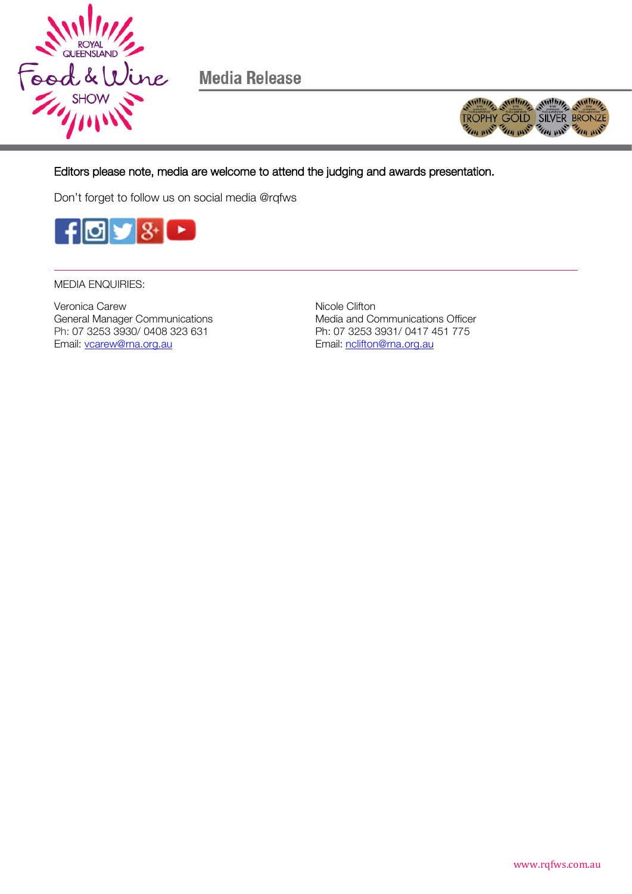Editors please note, media are welcome to attend the judging and awards presentation.

Don't forget to follow us on social media @rqfws

---

MEDIA ENQUIRIES:

Veronica Carew
General Manager Communications
Ph: 07 3253 3930/ 0408 323 631
Email: vcarew@rna.org.au

Nicole Clifton
Media and Communications Officer
Ph: 07 3253 3931/ 0417 451 775
Email: nclifton@rna.org.au

www.rqfws.com.au